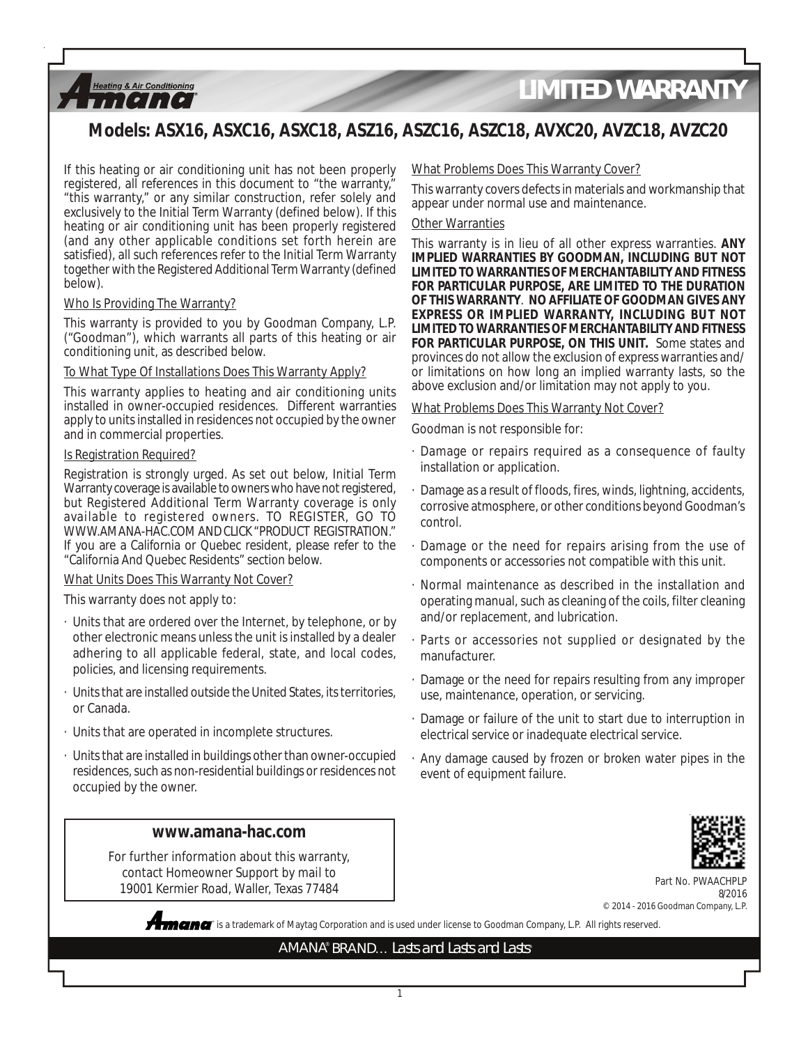# LIMITED WARRANTY

## Models: ASX16, ASXC16, ASXC18, ASZ16, ASZC16, ASZC18, AVXC20, AVZC18, AVZC20

If this heating or air conditioning unit has not been properly registered, all references in this document to "the warranty," "this warranty," or any similar construction, refer solely and exclusively to the Initial Term Warranty (defined below). If this heating or air conditioning unit has been properly registered (and any other applicable conditions set forth herein are satisfied), all such references refer to the Initial Term Warranty together with the Registered Additional Term Warranty (defined below).

### Who Is Providing The Warranty?

This warranty is provided to you by Goodman Company, L.P. ("Goodman"), which warrants all parts of this heating or air conditioning unit, as described below.

### To What Type Of Installations Does This Warranty Apply?

This warranty applies to heating and air conditioning units installed in owner-occupied residences. Different warranties apply to units installed in residences not occupied by the owner and in commercial properties.

### Is Registration Required?

Registration is strongly urged. As set out below, Initial Term Warranty coverage is available to owners who have not registered, but Registered Additional Term Warranty coverage is only available to registered owners. TO REGISTER, GO TO WWW.AMANA-HAC.COM AND CLICK "PRODUCT REGISTRATION." If you are a California or Quebec resident, please refer to the "California And Quebec Residents" section below.

### What Units Does This Warranty Not Cover?

This warranty does not apply to:

- Units that are ordered over the Internet, by telephone, or by other electronic means unless the unit is installed by a dealer adhering to all applicable federal, state, and local codes, policies, and licensing requirements.
- Units that are installed outside the United States, its territories, or Canada.
- Units that are operated in incomplete structures.
- Units that are installed in buildings other than owner-occupied residences, such as non-residential buildings or residences not occupied by the owner.

### What Problems Does This Warranty Cover?

This warranty covers defects in materials and workmanship that appear under normal use and maintenance.

### Other Warranties

This warranty is in lieu of all other express warranties. **ANY IMPLIED WARRANTIES BY GOODMAN, INCLUDING BUT NOT LIMITED TO WARRANTIES OF MERCHANTABILITY AND FITNESS FOR PARTICULAR PURPOSE, ARE LIMITED TO THE DURATION OF THIS WARRANTY**. **NO AFFILIATE OF GOODMAN GIVES ANY EXPRESS OR IMPLIED WARRANTY, INCLUDING BUT NOT LIMITED TO WARRANTIES OF MERCHANTABILITY AND FITNESS FOR PARTICULAR PURPOSE, ON THIS UNIT.** Some states and provinces do not allow the exclusion of express warranties and/or limitations on how long an implied warranty lasts, so the above exclusion and/or limitation may not apply to you.

### What Problems Does This Warranty Not Cover?

Goodman is not responsible for:

- Damage or repairs required as a consequence of faulty installation or application.
- Damage as a result of floods, fires, winds, lightning, accidents, corrosive atmosphere, or other conditions beyond Goodman's control.
- Damage or the need for repairs arising from the use of components or accessories not compatible with this unit.
- Normal maintenance as described in the installation and operating manual, such as cleaning of the coils, filter cleaning and/or replacement, and lubrication.
- Parts or accessories not supplied or designated by the manufacturer.
- Damage or the need for repairs resulting from any improper use, maintenance, operation, or servicing.
- Damage or failure of the unit to start due to interruption in electrical service or inadequate electrical service.
- Any damage caused by frozen or broken water pipes in the event of equipment failure.

**www.amana-hac.com**

For further information about this warranty, contact Homeowner Support by mail to 19001 Kermier Road, Waller, Texas 77484

Part No. PWAACHPLP
8/2016
© 2014 - 2016 Goodman Company, L.P.

Amana® is a trademark of Maytag Corporation and is used under license to Goodman Company, L.P. All rights reserved.

AMANA® BRAND… Lasts and Lasts and Lasts®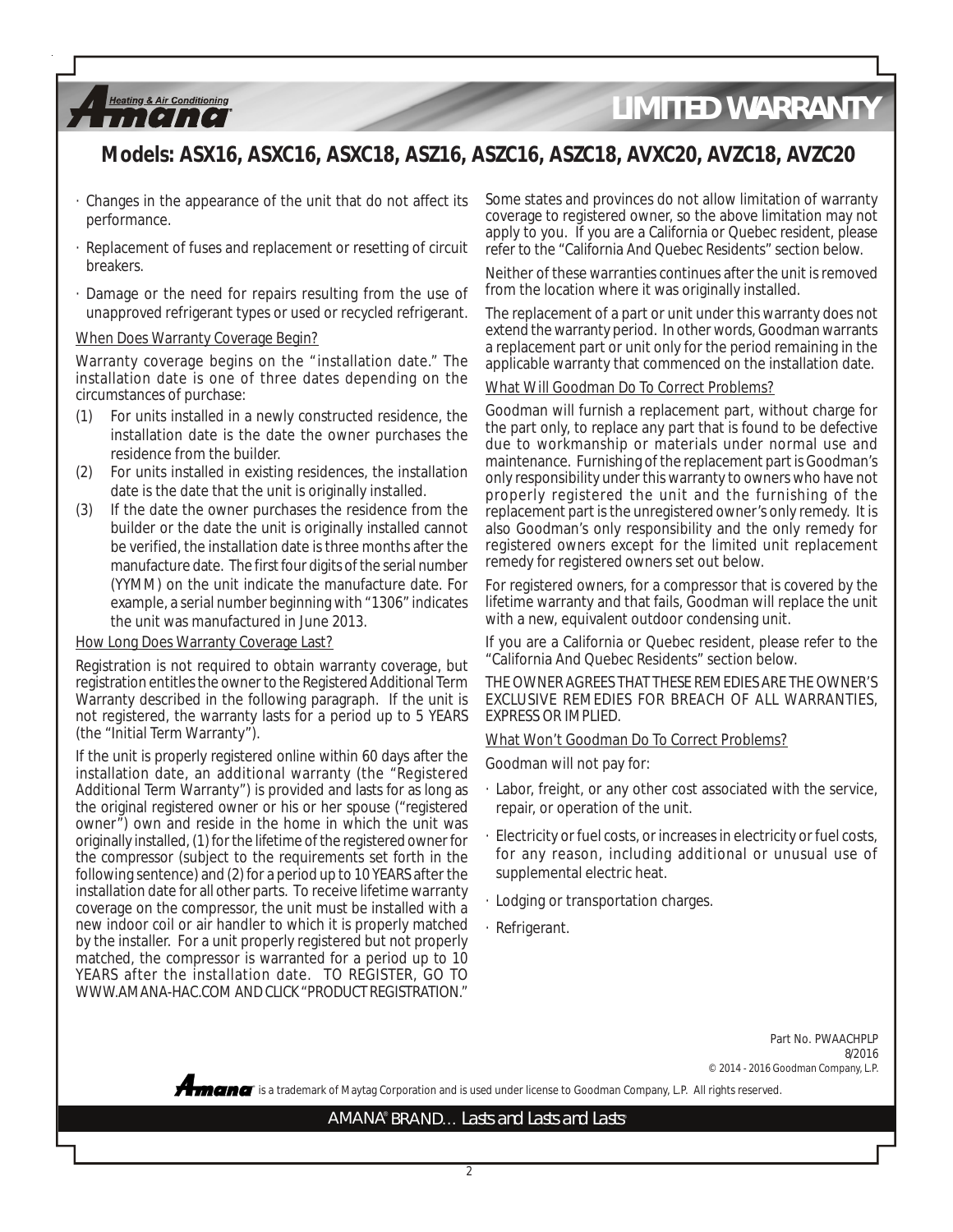# LIMITED WARRANTY

## Models: ASX16, ASXC16, ASXC18, ASZ16, ASZC16, ASZC18, AVXC20, AVZC18, AVZC20

- Changes in the appearance of the unit that do not affect its performance.
- Replacement of fuses and replacement or resetting of circuit breakers.
- Damage or the need for repairs resulting from the use of unapproved refrigerant types or used or recycled refrigerant.

### When Does Warranty Coverage Begin?

Warranty coverage begins on the "installation date." The installation date is one of three dates depending on the circumstances of purchase:

(1) For units installed in a newly constructed residence, the installation date is the date the owner purchases the residence from the builder.

(2) For units installed in existing residences, the installation date is the date that the unit is originally installed.

(3) If the date the owner purchases the residence from the builder or the date the unit is originally installed cannot be verified, the installation date is three months after the manufacture date. The first four digits of the serial number (YYMM) on the unit indicate the manufacture date. For example, a serial number beginning with "1306" indicates the unit was manufactured in June 2013.

### How Long Does Warranty Coverage Last?

Registration is not required to obtain warranty coverage, but registration entitles the owner to the Registered Additional Term Warranty described in the following paragraph. If the unit is not registered, the warranty lasts for a period up to 5 YEARS (the "Initial Term Warranty").

If the unit is properly registered online within 60 days after the installation date, an additional warranty (the "Registered Additional Term Warranty") is provided and lasts for as long as the original registered owner or his or her spouse ("registered owner") own and reside in the home in which the unit was originally installed, (1) for the lifetime of the registered owner for the compressor (subject to the requirements set forth in the following sentence) and (2) for a period up to 10 YEARS after the installation date for all other parts. To receive lifetime warranty coverage on the compressor, the unit must be installed with a new indoor coil or air handler to which it is properly matched by the installer. For a unit properly registered but not properly matched, the compressor is warranted for a period up to 10 YEARS after the installation date. TO REGISTER, GO TO WWW.AMANA-HAC.COM AND CLICK "PRODUCT REGISTRATION."

Some states and provinces do not allow limitation of warranty coverage to registered owner, so the above limitation may not apply to you. If you are a California or Quebec resident, please refer to the "California And Quebec Residents" section below.

Neither of these warranties continues after the unit is removed from the location where it was originally installed.

The replacement of a part or unit under this warranty does not extend the warranty period. In other words, Goodman warrants a replacement part or unit only for the period remaining in the applicable warranty that commenced on the installation date.

### What Will Goodman Do To Correct Problems?

Goodman will furnish a replacement part, without charge for the part only, to replace any part that is found to be defective due to workmanship or materials under normal use and maintenance. Furnishing of the replacement part is Goodman's only responsibility under this warranty to owners who have not properly registered the unit and the furnishing of the replacement part is the unregistered owner's only remedy. It is also Goodman's only responsibility and the only remedy for registered owners except for the limited unit replacement remedy for registered owners set out below.

For registered owners, for a compressor that is covered by the lifetime warranty and that fails, Goodman will replace the unit with a new, equivalent outdoor condensing unit.

If you are a California or Quebec resident, please refer to the "California And Quebec Residents" section below.

THE OWNER AGREES THAT THESE REMEDIES ARE THE OWNER'S EXCLUSIVE REMEDIES FOR BREACH OF ALL WARRANTIES, EXPRESS OR IMPLIED.

### What Won't Goodman Do To Correct Problems?

Goodman will not pay for:

- Labor, freight, or any other cost associated with the service, repair, or operation of the unit.
- Electricity or fuel costs, or increases in electricity or fuel costs, for any reason, including additional or unusual use of supplemental electric heat.
- Lodging or transportation charges.
- Refrigerant.

Part No. PWAACHPLP
8/2016
© 2014 - 2016 Goodman Company, L.P.

Amana® is a trademark of Maytag Corporation and is used under license to Goodman Company, L.P. All rights reserved.

AMANA® BRAND… Lasts and Lasts and Lasts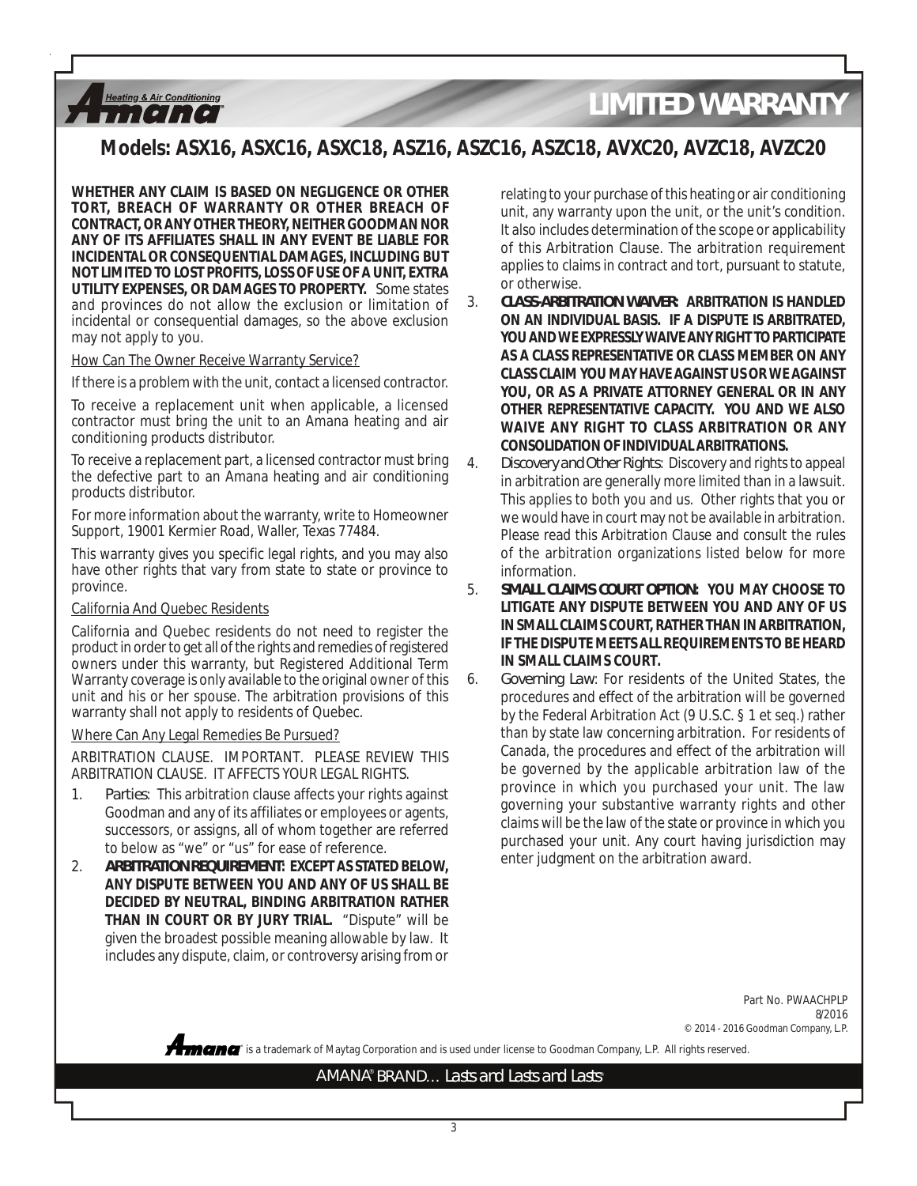# LIMITED WARRANTY

## Models: ASX16, ASXC16, ASXC18, ASZ16, ASZC16, ASZC18, AVXC20, AVZC18, AVZC20

**WHETHER ANY CLAIM IS BASED ON NEGLIGENCE OR OTHER TORT, BREACH OF WARRANTY OR OTHER BREACH OF CONTRACT, OR ANY OTHER THEORY, NEITHER GOODMAN NOR ANY OF ITS AFFILIATES SHALL IN ANY EVENT BE LIABLE FOR INCIDENTAL OR CONSEQUENTIAL DAMAGES, INCLUDING BUT NOT LIMITED TO LOST PROFITS, LOSS OF USE OF A UNIT, EXTRA UTILITY EXPENSES, OR DAMAGES TO PROPERTY.** Some states and provinces do not allow the exclusion or limitation of incidental or consequential damages, so the above exclusion may not apply to you.

How Can The Owner Receive Warranty Service?

If there is a problem with the unit, contact a licensed contractor.

To receive a replacement unit when applicable, a licensed contractor must bring the unit to an Amana heating and air conditioning products distributor.

To receive a replacement part, a licensed contractor must bring the defective part to an Amana heating and air conditioning products distributor.

For more information about the warranty, write to Homeowner Support, 19001 Kermier Road, Waller, Texas 77484.

This warranty gives you specific legal rights, and you may also have other rights that vary from state to state or province to province.

California And Quebec Residents

California and Quebec residents do not need to register the product in order to get all of the rights and remedies of registered owners under this warranty, but Registered Additional Term Warranty coverage is only available to the original owner of this unit and his or her spouse. The arbitration provisions of this warranty shall not apply to residents of Quebec.

Where Can Any Legal Remedies Be Pursued?

ARBITRATION CLAUSE. IMPORTANT. PLEASE REVIEW THIS ARBITRATION CLAUSE. IT AFFECTS YOUR LEGAL RIGHTS.

1. *Parties*: This arbitration clause affects your rights against Goodman and any of its affiliates or employees or agents, successors, or assigns, all of whom together are referred to below as "we" or "us" for ease of reference.
2. **ARBITRATION REQUIREMENT: EXCEPT AS STATED BELOW, ANY DISPUTE BETWEEN YOU AND ANY OF US SHALL BE DECIDED BY NEUTRAL, BINDING ARBITRATION RATHER THAN IN COURT OR BY JURY TRIAL.** "Dispute" will be given the broadest possible meaning allowable by law. It includes any dispute, claim, or controversy arising from or relating to your purchase of this heating or air conditioning unit, any warranty upon the unit, or the unit's condition. It also includes determination of the scope or applicability of this Arbitration Clause. The arbitration requirement applies to claims in contract and tort, pursuant to statute, or otherwise.
3. **CLASS-ARBITRATION WAIVER: ARBITRATION IS HANDLED ON AN INDIVIDUAL BASIS. IF A DISPUTE IS ARBITRATED, YOU AND WE EXPRESSLY WAIVE ANY RIGHT TO PARTICIPATE AS A CLASS REPRESENTATIVE OR CLASS MEMBER ON ANY CLASS CLAIM YOU MAY HAVE AGAINST US OR WE AGAINST YOU, OR AS A PRIVATE ATTORNEY GENERAL OR IN ANY OTHER REPRESENTATIVE CAPACITY. YOU AND WE ALSO WAIVE ANY RIGHT TO CLASS ARBITRATION OR ANY CONSOLIDATION OF INDIVIDUAL ARBITRATIONS.**
4. *Discovery and Other Rights*: Discovery and rights to appeal in arbitration are generally more limited than in a lawsuit. This applies to both you and us. Other rights that you or we would have in court may not be available in arbitration. Please read this Arbitration Clause and consult the rules of the arbitration organizations listed below for more information.
5. **SMALL CLAIMS COURT OPTION: YOU MAY CHOOSE TO LITIGATE ANY DISPUTE BETWEEN YOU AND ANY OF US IN SMALL CLAIMS COURT, RATHER THAN IN ARBITRATION, IF THE DISPUTE MEETS ALL REQUIREMENTS TO BE HEARD IN SMALL CLAIMS COURT.**
6. *Governing Law*: For residents of the United States, the procedures and effect of the arbitration will be governed by the Federal Arbitration Act (9 U.S.C. § 1 et seq.) rather than by state law concerning arbitration. For residents of Canada, the procedures and effect of the arbitration will be governed by the applicable arbitration law of the province in which you purchased your unit. The law governing your substantive warranty rights and other claims will be the law of the state or province in which you purchased your unit. Any court having jurisdiction may enter judgment on the arbitration award.

Part No. PWAACHPLP
8/2016
© 2014 - 2016 Goodman Company, L.P.

Amana® is a trademark of Maytag Corporation and is used under license to Goodman Company, L.P. All rights reserved.

AMANA® BRAND… Lasts and Lasts and Lasts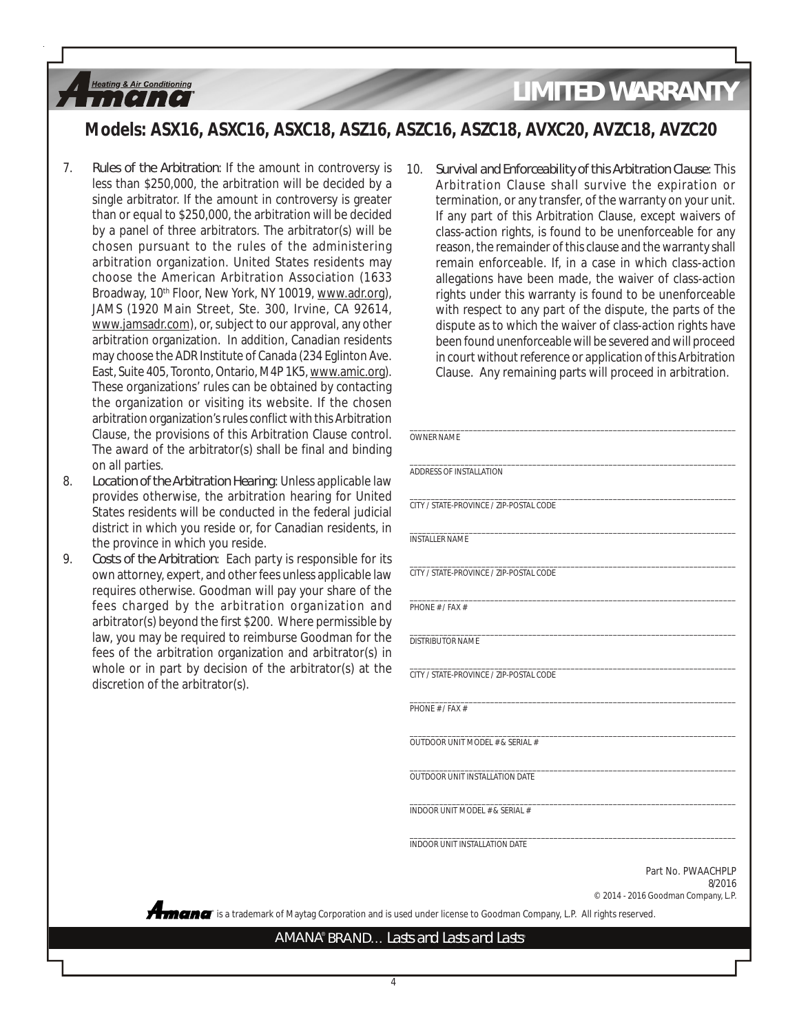# LIMITED WARRANTY

## Models: ASX16, ASXC16, ASXC18, ASZ16, ASZC16, ASZC18, AVXC20, AVZC18, AVZC20

7. Rules of the Arbitration: If the amount in controversy is less than $250,000, the arbitration will be decided by a single arbitrator. If the amount in controversy is greater than or equal to $250,000, the arbitration will be decided by a panel of three arbitrators. The arbitrator(s) will be chosen pursuant to the rules of the administering arbitration organization. United States residents may choose the American Arbitration Association (1633 Broadway, 10th Floor, New York, NY 10019, www.adr.org), JAMS (1920 Main Street, Ste. 300, Irvine, CA 92614, www.jamsadr.com), or, subject to our approval, any other arbitration organization. In addition, Canadian residents may choose the ADR Institute of Canada (234 Eglinton Ave. East, Suite 405, Toronto, Ontario, M4P 1K5, www.amic.org). These organizations' rules can be obtained by contacting the organization or visiting its website. If the chosen arbitration organization's rules conflict with this Arbitration Clause, the provisions of this Arbitration Clause control. The award of the arbitrator(s) shall be final and binding on all parties.
8. Location of the Arbitration Hearing: Unless applicable law provides otherwise, the arbitration hearing for United States residents will be conducted in the federal judicial district in which you reside or, for Canadian residents, in the province in which you reside.
9. Costs of the Arbitration: Each party is responsible for its own attorney, expert, and other fees unless applicable law requires otherwise. Goodman will pay your share of the fees charged by the arbitration organization and arbitrator(s) beyond the first $200. Where permissible by law, you may be required to reimburse Goodman for the fees of the arbitration organization and arbitrator(s) in whole or in part by decision of the arbitrator(s) at the discretion of the arbitrator(s).
10. Survival and Enforceability of this Arbitration Clause: This Arbitration Clause shall survive the expiration or termination, or any transfer, of the warranty on your unit. If any part of this Arbitration Clause, except waivers of class-action rights, is found to be unenforceable for any reason, the remainder of this clause and the warranty shall remain enforceable. If, in a case in which class-action allegations have been made, the waiver of class-action rights under this warranty is found to be unenforceable with respect to any part of the dispute, the parts of the dispute as to which the waiver of class-action rights have been found unenforceable will be severed and will proceed in court without reference or application of this Arbitration Clause. Any remaining parts will proceed in arbitration.

______________________________
OWNER NAME

______________________________
ADDRESS OF INSTALLATION

______________________________
CITY / STATE-PROVINCE / ZIP-POSTAL CODE

______________________________
INSTALLER NAME

______________________________
CITY / STATE-PROVINCE / ZIP-POSTAL CODE

______________________________
PHONE # / FAX #

______________________________
DISTRIBUTOR NAME

______________________________
CITY / STATE-PROVINCE / ZIP-POSTAL CODE

______________________________
PHONE # / FAX #

______________________________
OUTDOOR UNIT MODEL # & SERIAL #

______________________________
OUTDOOR UNIT INSTALLATION DATE

______________________________
INDOOR UNIT MODEL # & SERIAL #

______________________________
INDOOR UNIT INSTALLATION DATE

Part No. PWAACHPLP
8/2016
© 2014 - 2016 Goodman Company, L.P.

Amana® is a trademark of Maytag Corporation and is used under license to Goodman Company, L.P. All rights reserved.

AMANA® BRAND… Lasts and Lasts and Lasts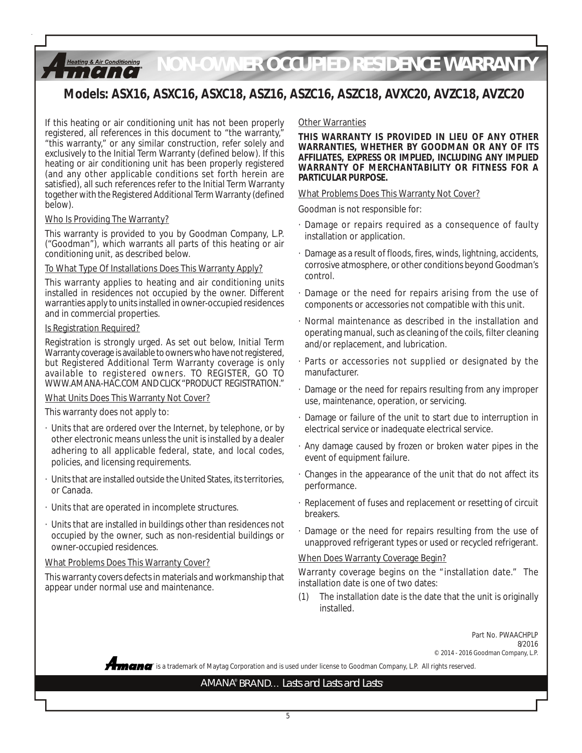# NON-OWNER OCCUPIED RESIDENCE WARRANTY

## Models: ASX16, ASXC16, ASXC18, ASZ16, ASZC16, ASZC18, AVXC20, AVZC18, AVZC20

If this heating or air conditioning unit has not been properly registered, all references in this document to "the warranty," "this warranty," or any similar construction, refer solely and exclusively to the Initial Term Warranty (defined below). If this heating or air conditioning unit has been properly registered (and any other applicable conditions set forth herein are satisfied), all such references refer to the Initial Term Warranty together with the Registered Additional Term Warranty (defined below).

Who Is Providing The Warranty?

This warranty is provided to you by Goodman Company, L.P. ("Goodman"), which warrants all parts of this heating or air conditioning unit, as described below.

To What Type Of Installations Does This Warranty Apply?

This warranty applies to heating and air conditioning units installed in residences not occupied by the owner. Different warranties apply to units installed in owner-occupied residences and in commercial properties.

Is Registration Required?

Registration is strongly urged. As set out below, Initial Term Warranty coverage is available to owners who have not registered, but Registered Additional Term Warranty coverage is only available to registered owners. TO REGISTER, GO TO WWW.AMANA-HAC.COM AND CLICK "PRODUCT REGISTRATION."

What Units Does This Warranty Not Cover?

This warranty does not apply to:

- Units that are ordered over the Internet, by telephone, or by other electronic means unless the unit is installed by a dealer adhering to all applicable federal, state, and local codes, policies, and licensing requirements.
- Units that are installed outside the United States, its territories, or Canada.
- Units that are operated in incomplete structures.
- Units that are installed in buildings other than residences not occupied by the owner, such as non-residential buildings or owner-occupied residences.

What Problems Does This Warranty Cover?

This warranty covers defects in materials and workmanship that appear under normal use and maintenance.

Other Warranties

**THIS WARRANTY IS PROVIDED IN LIEU OF ANY OTHER WARRANTIES, WHETHER BY GOODMAN OR ANY OF ITS AFFILIATES, EXPRESS OR IMPLIED, INCLUDING ANY IMPLIED WARRANTY OF MERCHANTABILITY OR FITNESS FOR A PARTICULAR PURPOSE.**

What Problems Does This Warranty Not Cover?

Goodman is not responsible for:

- Damage or repairs required as a consequence of faulty installation or application.
- Damage as a result of floods, fires, winds, lightning, accidents, corrosive atmosphere, or other conditions beyond Goodman's control.
- Damage or the need for repairs arising from the use of components or accessories not compatible with this unit.
- Normal maintenance as described in the installation and operating manual, such as cleaning of the coils, filter cleaning and/or replacement, and lubrication.
- Parts or accessories not supplied or designated by the manufacturer.
- Damage or the need for repairs resulting from any improper use, maintenance, operation, or servicing.
- Damage or failure of the unit to start due to interruption in electrical service or inadequate electrical service.
- Any damage caused by frozen or broken water pipes in the event of equipment failure.
- Changes in the appearance of the unit that do not affect its performance.
- Replacement of fuses and replacement or resetting of circuit breakers.
- Damage or the need for repairs resulting from the use of unapproved refrigerant types or used or recycled refrigerant.

When Does Warranty Coverage Begin?

Warranty coverage begins on the "installation date." The installation date is one of two dates:

(1) The installation date is the date that the unit is originally installed.

Part No. PWAACHPLP
8/2016
© 2014 - 2016 Goodman Company, L.P.

Amana is a trademark of Maytag Corporation and is used under license to Goodman Company, L.P. All rights reserved.

AMANA® BRAND… Lasts and Lasts and Lasts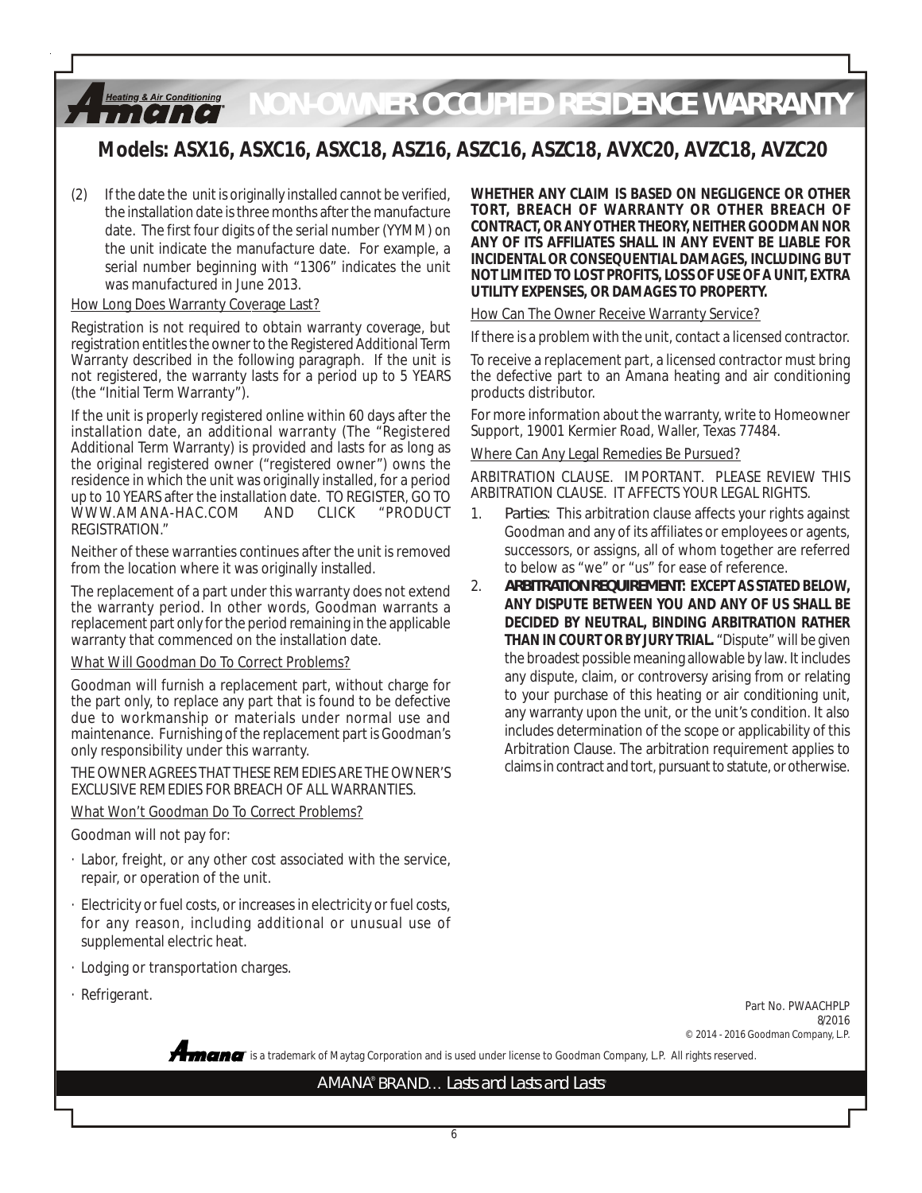# NON-OWNER OCCUPIED RESIDENCE WARRANTY

## Models: ASX16, ASXC16, ASXC18, ASZ16, ASZC16, ASZC18, AVXC20, AVZC18, AVZC20

(2) If the date the unit is originally installed cannot be verified, the installation date is three months after the manufacture date. The first four digits of the serial number (YYMM) on the unit indicate the manufacture date. For example, a serial number beginning with "1306" indicates the unit was manufactured in June 2013.

How Long Does Warranty Coverage Last?

Registration is not required to obtain warranty coverage, but registration entitles the owner to the Registered Additional Term Warranty described in the following paragraph. If the unit is not registered, the warranty lasts for a period up to 5 YEARS (the "Initial Term Warranty").

If the unit is properly registered online within 60 days after the installation date, an additional warranty (The "Registered Additional Term Warranty) is provided and lasts for as long as the original registered owner ("registered owner") owns the residence in which the unit was originally installed, for a period up to 10 YEARS after the installation date. TO REGISTER, GO TO WWW.AMANA-HAC.COM AND CLICK "PRODUCT REGISTRATION."

Neither of these warranties continues after the unit is removed from the location where it was originally installed.

The replacement of a part under this warranty does not extend the warranty period. In other words, Goodman warrants a replacement part only for the period remaining in the applicable warranty that commenced on the installation date.

What Will Goodman Do To Correct Problems?

Goodman will furnish a replacement part, without charge for the part only, to replace any part that is found to be defective due to workmanship or materials under normal use and maintenance. Furnishing of the replacement part is Goodman's only responsibility under this warranty.

THE OWNER AGREES THAT THESE REMEDIES ARE THE OWNER'S EXCLUSIVE REMEDIES FOR BREACH OF ALL WARRANTIES.

What Won't Goodman Do To Correct Problems?

Goodman will not pay for:

- Labor, freight, or any other cost associated with the service, repair, or operation of the unit.
- Electricity or fuel costs, or increases in electricity or fuel costs, for any reason, including additional or unusual use of supplemental electric heat.
- Lodging or transportation charges.
- Refrigerant.

**WHETHER ANY CLAIM IS BASED ON NEGLIGENCE OR OTHER TORT, BREACH OF WARRANTY OR OTHER BREACH OF CONTRACT, OR ANY OTHER THEORY, NEITHER GOODMAN NOR ANY OF ITS AFFILIATES SHALL IN ANY EVENT BE LIABLE FOR INCIDENTAL OR CONSEQUENTIAL DAMAGES, INCLUDING BUT NOT LIMITED TO LOST PROFITS, LOSS OF USE OF A UNIT, EXTRA UTILITY EXPENSES, OR DAMAGES TO PROPERTY.**

How Can The Owner Receive Warranty Service?

If there is a problem with the unit, contact a licensed contractor.

To receive a replacement part, a licensed contractor must bring the defective part to an Amana heating and air conditioning products distributor.

For more information about the warranty, write to Homeowner Support, 19001 Kermier Road, Waller, Texas 77484.

Where Can Any Legal Remedies Be Pursued?

ARBITRATION CLAUSE. IMPORTANT. PLEASE REVIEW THIS ARBITRATION CLAUSE. IT AFFECTS YOUR LEGAL RIGHTS.

1. *Parties*: This arbitration clause affects your rights against Goodman and any of its affiliates or employees or agents, successors, or assigns, all of whom together are referred to below as "we" or "us" for ease of reference.
2. ***ARBITRATION REQUIREMENT*: EXCEPT AS STATED BELOW, ANY DISPUTE BETWEEN YOU AND ANY OF US SHALL BE DECIDED BY NEUTRAL, BINDING ARBITRATION RATHER THAN IN COURT OR BY JURY TRIAL.** "Dispute" will be given the broadest possible meaning allowable by law. It includes any dispute, claim, or controversy arising from or relating to your purchase of this heating or air conditioning unit, any warranty upon the unit, or the unit's condition. It also includes determination of the scope or applicability of this Arbitration Clause. The arbitration requirement applies to claims in contract and tort, pursuant to statute, or otherwise.

Part No. PWAACHPLP
8/2016
© 2014 - 2016 Goodman Company, L.P.

Amana® is a trademark of Maytag Corporation and is used under license to Goodman Company, L.P. All rights reserved.

AMANA® BRAND... Lasts and Lasts and Lasts®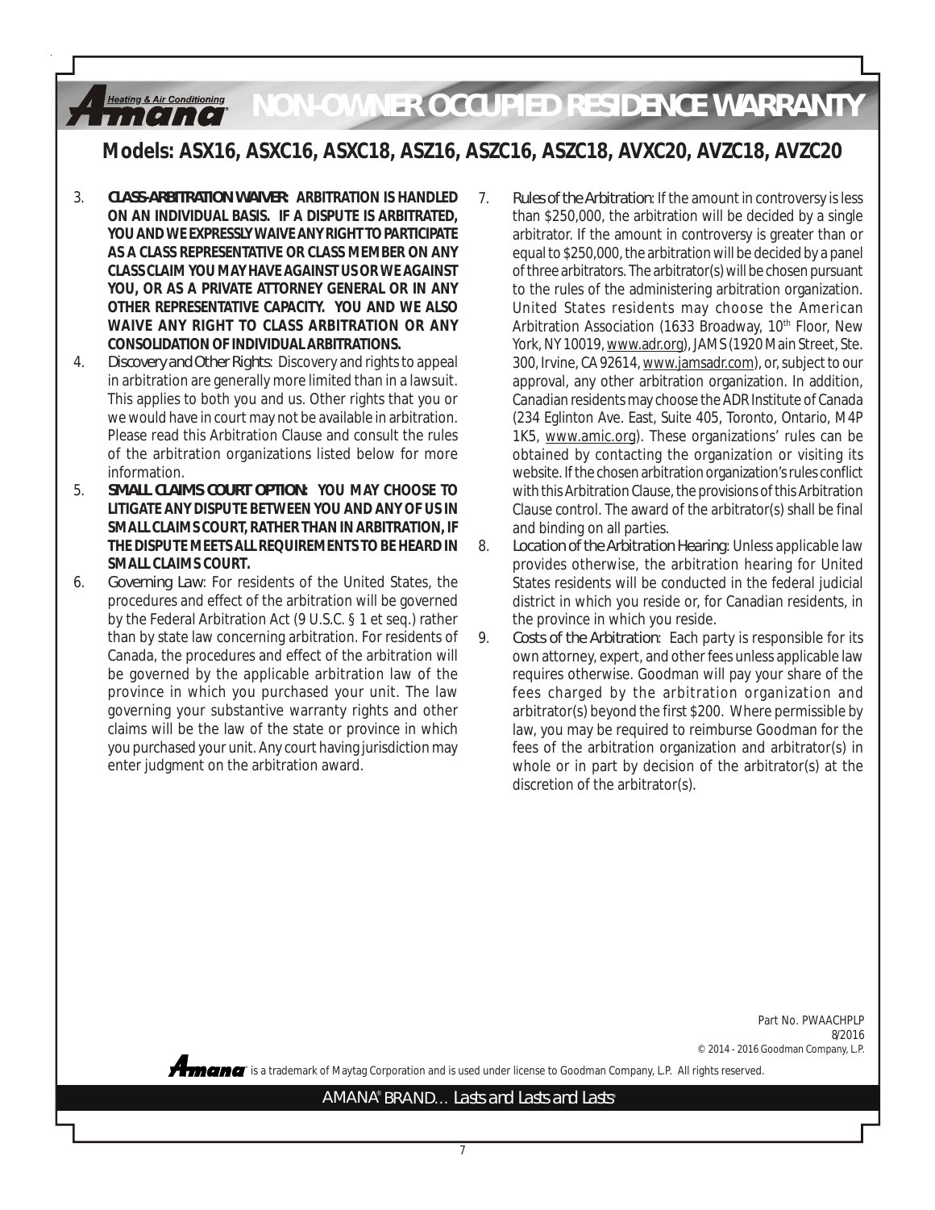# NON-OWNER OCCUPIED RESIDENCE WARRANTY

## Models: ASX16, ASXC16, ASXC18, ASZ16, ASZC16, ASZC18, AVXC20, AVZC18, AVZC20

3. **CLASS-ARBITRATION WAIVER: ARBITRATION IS HANDLED ON AN INDIVIDUAL BASIS. IF A DISPUTE IS ARBITRATED, YOU AND WE EXPRESSLY WAIVE ANY RIGHT TO PARTICIPATE AS A CLASS REPRESENTATIVE OR CLASS MEMBER ON ANY CLASS CLAIM YOU MAY HAVE AGAINST US OR WE AGAINST YOU, OR AS A PRIVATE ATTORNEY GENERAL OR IN ANY OTHER REPRESENTATIVE CAPACITY. YOU AND WE ALSO WAIVE ANY RIGHT TO CLASS ARBITRATION OR ANY CONSOLIDATION OF INDIVIDUAL ARBITRATIONS.**
4. *Discovery and Other Rights:* Discovery and rights to appeal in arbitration are generally more limited than in a lawsuit. This applies to both you and us. Other rights that you or we would have in court may not be available in arbitration. Please read this Arbitration Clause and consult the rules of the arbitration organizations listed below for more information.
5. **SMALL CLAIMS COURT OPTION: YOU MAY CHOOSE TO LITIGATE ANY DISPUTE BETWEEN YOU AND ANY OF US IN SMALL CLAIMS COURT, RATHER THAN IN ARBITRATION, IF THE DISPUTE MEETS ALL REQUIREMENTS TO BE HEARD IN SMALL CLAIMS COURT.**
6. *Governing Law:* For residents of the United States, the procedures and effect of the arbitration will be governed by the Federal Arbitration Act (9 U.S.C. § 1 et seq.) rather than by state law concerning arbitration. For residents of Canada, the procedures and effect of the arbitration will be governed by the applicable arbitration law of the province in which you purchased your unit. The law governing your substantive warranty rights and other claims will be the law of the state or province in which you purchased your unit. Any court having jurisdiction may enter judgment on the arbitration award.
7. *Rules of the Arbitration:* If the amount in controversy is less than $250,000, the arbitration will be decided by a single arbitrator. If the amount in controversy is greater than or equal to $250,000, the arbitration will be decided by a panel of three arbitrators. The arbitrator(s) will be chosen pursuant to the rules of the administering arbitration organization. United States residents may choose the American Arbitration Association (1633 Broadway, 10th Floor, New York, NY 10019, www.adr.org), JAMS (1920 Main Street, Ste. 300, Irvine, CA 92614, www.jamsadr.com), or, subject to our approval, any other arbitration organization. In addition, Canadian residents may choose the ADR Institute of Canada (234 Eglinton Ave. East, Suite 405, Toronto, Ontario, M4P 1K5, www.amic.org). These organizations' rules can be obtained by contacting the organization or visiting its website. If the chosen arbitration organization's rules conflict with this Arbitration Clause, the provisions of this Arbitration Clause control. The award of the arbitrator(s) shall be final and binding on all parties.
8. *Location of the Arbitration Hearing:* Unless applicable law provides otherwise, the arbitration hearing for United States residents will be conducted in the federal judicial district in which you reside or, for Canadian residents, in the province in which you reside.
9. *Costs of the Arbitration:* Each party is responsible for its own attorney, expert, and other fees unless applicable law requires otherwise. Goodman will pay your share of the fees charged by the arbitration organization and arbitrator(s) beyond the first $200. Where permissible by law, you may be required to reimburse Goodman for the fees of the arbitration organization and arbitrator(s) in whole or in part by decision of the arbitrator(s) at the discretion of the arbitrator(s).

Part No. PWAACHPLP
8/2016
© 2014 - 2016 Goodman Company, L.P.

Amana™ is a trademark of Maytag Corporation and is used under license to Goodman Company, L.P. All rights reserved.

AMANA® BRAND… Lasts and Lasts and Lasts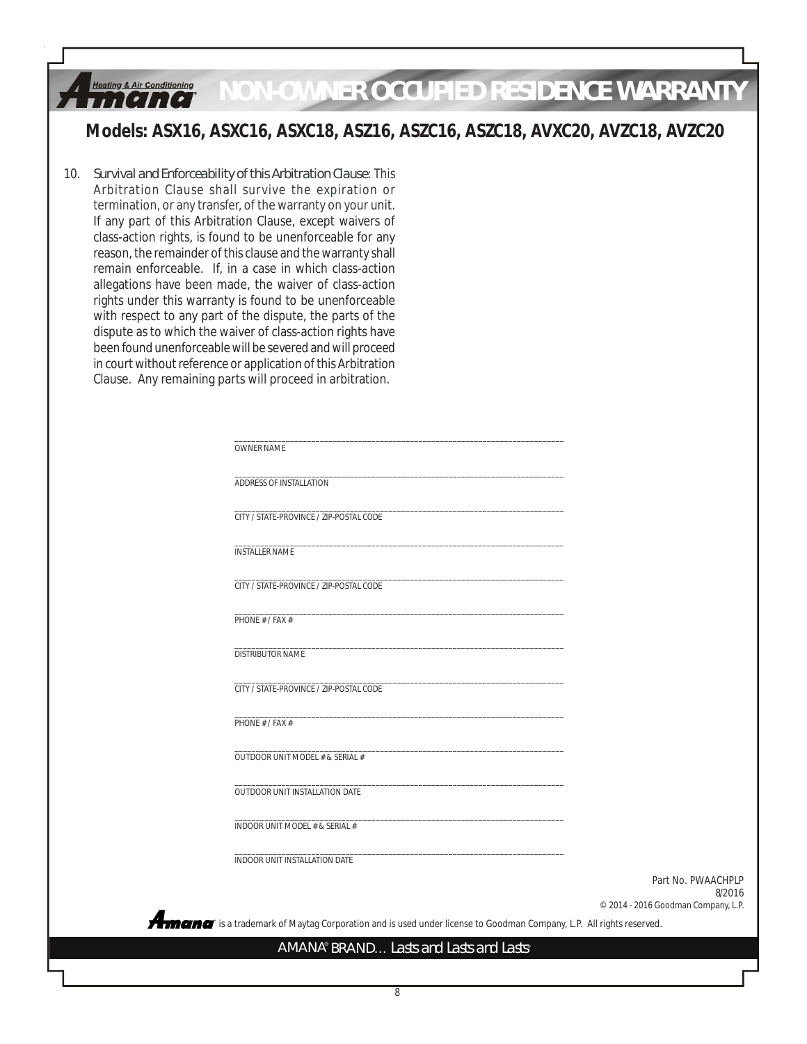# NON-OWNER OCCUPIED RESIDENCE WARRANTY

## Models: ASX16, ASXC16, ASXC18, ASZ16, ASZC16, ASZC18, AVXC20, AVZC18, AVZC20

10. Survival and Enforceability of this Arbitration Clause: This Arbitration Clause shall survive the expiration or termination, or any transfer, of the warranty on your unit. If any part of this Arbitration Clause, except waivers of class-action rights, is found to be unenforceable for any reason, the remainder of this clause and the warranty shall remain enforceable. If, in a case in which class-action allegations have been made, the waiver of class-action rights under this warranty is found to be unenforceable with respect to any part of the dispute, the parts of the dispute as to which the waiver of class-action rights have been found unenforceable will be severed and will proceed in court without reference or application of this Arbitration Clause. Any remaining parts will proceed in arbitration.

______________________________________________
OWNER NAME

______________________________________________
ADDRESS OF INSTALLATION

______________________________________________
CITY / STATE-PROVINCE / ZIP-POSTAL CODE

______________________________________________
INSTALLER NAME

______________________________________________
CITY / STATE-PROVINCE / ZIP-POSTAL CODE

______________________________________________
PHONE # / FAX #

______________________________________________
DISTRIBUTOR NAME

______________________________________________
CITY / STATE-PROVINCE / ZIP-POSTAL CODE

______________________________________________
PHONE # / FAX #

______________________________________________
OUTDOOR UNIT MODEL # & SERIAL #

______________________________________________
OUTDOOR UNIT INSTALLATION DATE

______________________________________________
INDOOR UNIT MODEL # & SERIAL #

______________________________________________
INDOOR UNIT INSTALLATION DATE

Part No. PWAACHPLP
8/2016
© 2014 - 2016 Goodman Company, L.P.

Amana® is a trademark of Maytag Corporation and is used under license to Goodman Company, L.P. All rights reserved.

AMANA® BRAND… Lasts and Lasts and Lasts®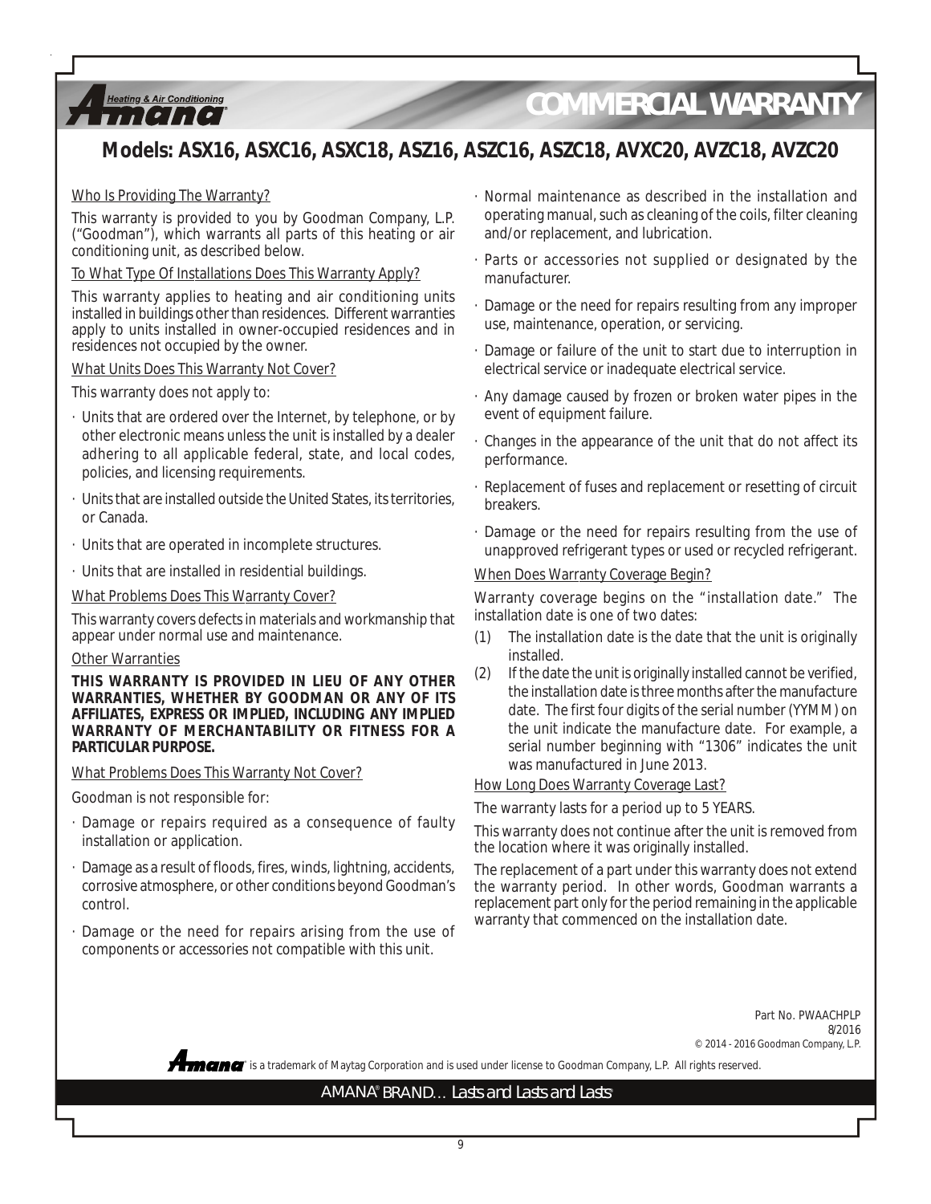# COMMERCIAL WARRANTY

## Models: ASX16, ASXC16, ASXC18, ASZ16, ASZC16, ASZC18, AVXC20, AVZC18, AVZC20

Who Is Providing The Warranty?

This warranty is provided to you by Goodman Company, L.P. ("Goodman"), which warrants all parts of this heating or air conditioning unit, as described below.

To What Type Of Installations Does This Warranty Apply?

This warranty applies to heating and air conditioning units installed in buildings other than residences. Different warranties apply to units installed in owner-occupied residences and in residences not occupied by the owner.

What Units Does This Warranty Not Cover?

This warranty does not apply to:

- Units that are ordered over the Internet, by telephone, or by other electronic means unless the unit is installed by a dealer adhering to all applicable federal, state, and local codes, policies, and licensing requirements.
- Units that are installed outside the United States, its territories, or Canada.
- Units that are operated in incomplete structures.
- Units that are installed in residential buildings.

What Problems Does This Warranty Cover?

This warranty covers defects in materials and workmanship that appear under normal use and maintenance.

Other Warranties

**THIS WARRANTY IS PROVIDED IN LIEU OF ANY OTHER WARRANTIES, WHETHER BY GOODMAN OR ANY OF ITS AFFILIATES, EXPRESS OR IMPLIED, INCLUDING ANY IMPLIED WARRANTY OF MERCHANTABILITY OR FITNESS FOR A PARTICULAR PURPOSE.**

What Problems Does This Warranty Not Cover?

Goodman is not responsible for:

- Damage or repairs required as a consequence of faulty installation or application.
- Damage as a result of floods, fires, winds, lightning, accidents, corrosive atmosphere, or other conditions beyond Goodman's control.
- Damage or the need for repairs arising from the use of components or accessories not compatible with this unit.
- Normal maintenance as described in the installation and operating manual, such as cleaning of the coils, filter cleaning and/or replacement, and lubrication.
- Parts or accessories not supplied or designated by the manufacturer.
- Damage or the need for repairs resulting from any improper use, maintenance, operation, or servicing.
- Damage or failure of the unit to start due to interruption in electrical service or inadequate electrical service.
- Any damage caused by frozen or broken water pipes in the event of equipment failure.
- Changes in the appearance of the unit that do not affect its performance.
- Replacement of fuses and replacement or resetting of circuit breakers.
- Damage or the need for repairs resulting from the use of unapproved refrigerant types or used or recycled refrigerant.

When Does Warranty Coverage Begin?

Warranty coverage begins on the "installation date." The installation date is one of two dates:

(1) The installation date is the date that the unit is originally installed.

(2) If the date the unit is originally installed cannot be verified, the installation date is three months after the manufacture date. The first four digits of the serial number (YYMM) on the unit indicate the manufacture date. For example, a serial number beginning with "1306" indicates the unit was manufactured in June 2013.

How Long Does Warranty Coverage Last?

The warranty lasts for a period up to 5 YEARS.

This warranty does not continue after the unit is removed from the location where it was originally installed.

The replacement of a part under this warranty does not extend the warranty period. In other words, Goodman warrants a replacement part only for the period remaining in the applicable warranty that commenced on the installation date.

Part No. PWAACHPLP
8/2016
© 2014 - 2016 Goodman Company, L.P.

Amana is a trademark of Maytag Corporation and is used under license to Goodman Company, L.P. All rights reserved.

AMANA® BRAND… Lasts and Lasts and Lasts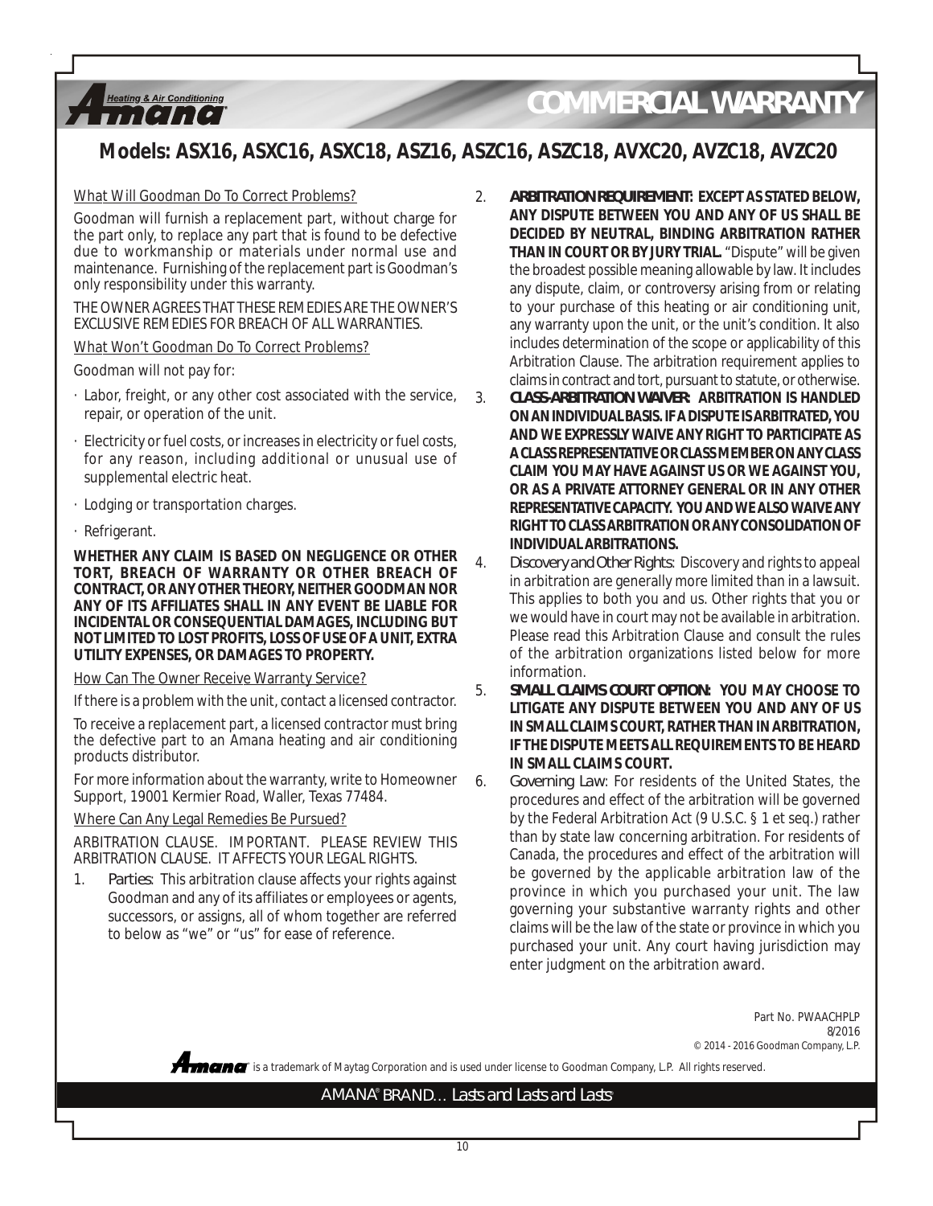# COMMERCIAL WARRANTY

## Models: ASX16, ASXC16, ASXC18, ASZ16, ASZC16, ASZC18, AVXC20, AVZC18, AVZC20

What Will Goodman Do To Correct Problems?

Goodman will furnish a replacement part, without charge for the part only, to replace any part that is found to be defective due to workmanship or materials under normal use and maintenance. Furnishing of the replacement part is Goodman's only responsibility under this warranty.

THE OWNER AGREES THAT THESE REMEDIES ARE THE OWNER'S EXCLUSIVE REMEDIES FOR BREACH OF ALL WARRANTIES.

What Won't Goodman Do To Correct Problems?

Goodman will not pay for:

- Labor, freight, or any other cost associated with the service, repair, or operation of the unit.
- Electricity or fuel costs, or increases in electricity or fuel costs, for any reason, including additional or unusual use of supplemental electric heat.
- Lodging or transportation charges.
- Refrigerant.

**WHETHER ANY CLAIM IS BASED ON NEGLIGENCE OR OTHER TORT, BREACH OF WARRANTY OR OTHER BREACH OF CONTRACT, OR ANY OTHER THEORY, NEITHER GOODMAN NOR ANY OF ITS AFFILIATES SHALL IN ANY EVENT BE LIABLE FOR INCIDENTAL OR CONSEQUENTIAL DAMAGES, INCLUDING BUT NOT LIMITED TO LOST PROFITS, LOSS OF USE OF A UNIT, EXTRA UTILITY EXPENSES, OR DAMAGES TO PROPERTY.**

How Can The Owner Receive Warranty Service?

If there is a problem with the unit, contact a licensed contractor.

To receive a replacement part, a licensed contractor must bring the defective part to an Amana heating and air conditioning products distributor.

For more information about the warranty, write to Homeowner Support, 19001 Kermier Road, Waller, Texas 77484.

Where Can Any Legal Remedies Be Pursued?

ARBITRATION CLAUSE. IMPORTANT. PLEASE REVIEW THIS ARBITRATION CLAUSE. IT AFFECTS YOUR LEGAL RIGHTS.

1. *Parties*: This arbitration clause affects your rights against Goodman and any of its affiliates or employees or agents, successors, or assigns, all of whom together are referred to below as "we" or "us" for ease of reference.
2. **ARBITRATION REQUIREMENT: EXCEPT AS STATED BELOW, ANY DISPUTE BETWEEN YOU AND ANY OF US SHALL BE DECIDED BY NEUTRAL, BINDING ARBITRATION RATHER THAN IN COURT OR BY JURY TRIAL.** "Dispute" will be given the broadest possible meaning allowable by law. It includes any dispute, claim, or controversy arising from or relating to your purchase of this heating or air conditioning unit, any warranty upon the unit, or the unit's condition. It also includes determination of the scope or applicability of this Arbitration Clause. The arbitration requirement applies to claims in contract and tort, pursuant to statute, or otherwise.
3. **CLASS-ARBITRATION WAIVER: ARBITRATION IS HANDLED ON AN INDIVIDUAL BASIS. IF A DISPUTE IS ARBITRATED, YOU AND WE EXPRESSLY WAIVE ANY RIGHT TO PARTICIPATE AS A CLASS REPRESENTATIVE OR CLASS MEMBER ON ANY CLASS CLAIM YOU MAY HAVE AGAINST US OR WE AGAINST YOU, OR AS A PRIVATE ATTORNEY GENERAL OR IN ANY OTHER REPRESENTATIVE CAPACITY. YOU AND WE ALSO WAIVE ANY RIGHT TO CLASS ARBITRATION OR ANY CONSOLIDATION OF INDIVIDUAL ARBITRATIONS.**
4. *Discovery and Other Rights*: Discovery and rights to appeal in arbitration are generally more limited than in a lawsuit. This applies to both you and us. Other rights that you or we would have in court may not be available in arbitration. Please read this Arbitration Clause and consult the rules of the arbitration organizations listed below for more information.
5. **SMALL CLAIMS COURT OPTION: YOU MAY CHOOSE TO LITIGATE ANY DISPUTE BETWEEN YOU AND ANY OF US IN SMALL CLAIMS COURT, RATHER THAN IN ARBITRATION, IF THE DISPUTE MEETS ALL REQUIREMENTS TO BE HEARD IN SMALL CLAIMS COURT.**
6. *Governing Law*: For residents of the United States, the procedures and effect of the arbitration will be governed by the Federal Arbitration Act (9 U.S.C. § 1 et seq.) rather than by state law concerning arbitration. For residents of Canada, the procedures and effect of the arbitration will be governed by the applicable arbitration law of the province in which you purchased your unit. The law governing your substantive warranty rights and other claims will be the law of the state or province in which you purchased your unit. Any court having jurisdiction may enter judgment on the arbitration award.

Part No. PWAACHPLP
8/2016
© 2014 - 2016 Goodman Company, L.P.

Amana® is a trademark of Maytag Corporation and is used under license to Goodman Company, L.P. All rights reserved.

AMANA® BRAND... Lasts and Lasts and Lasts®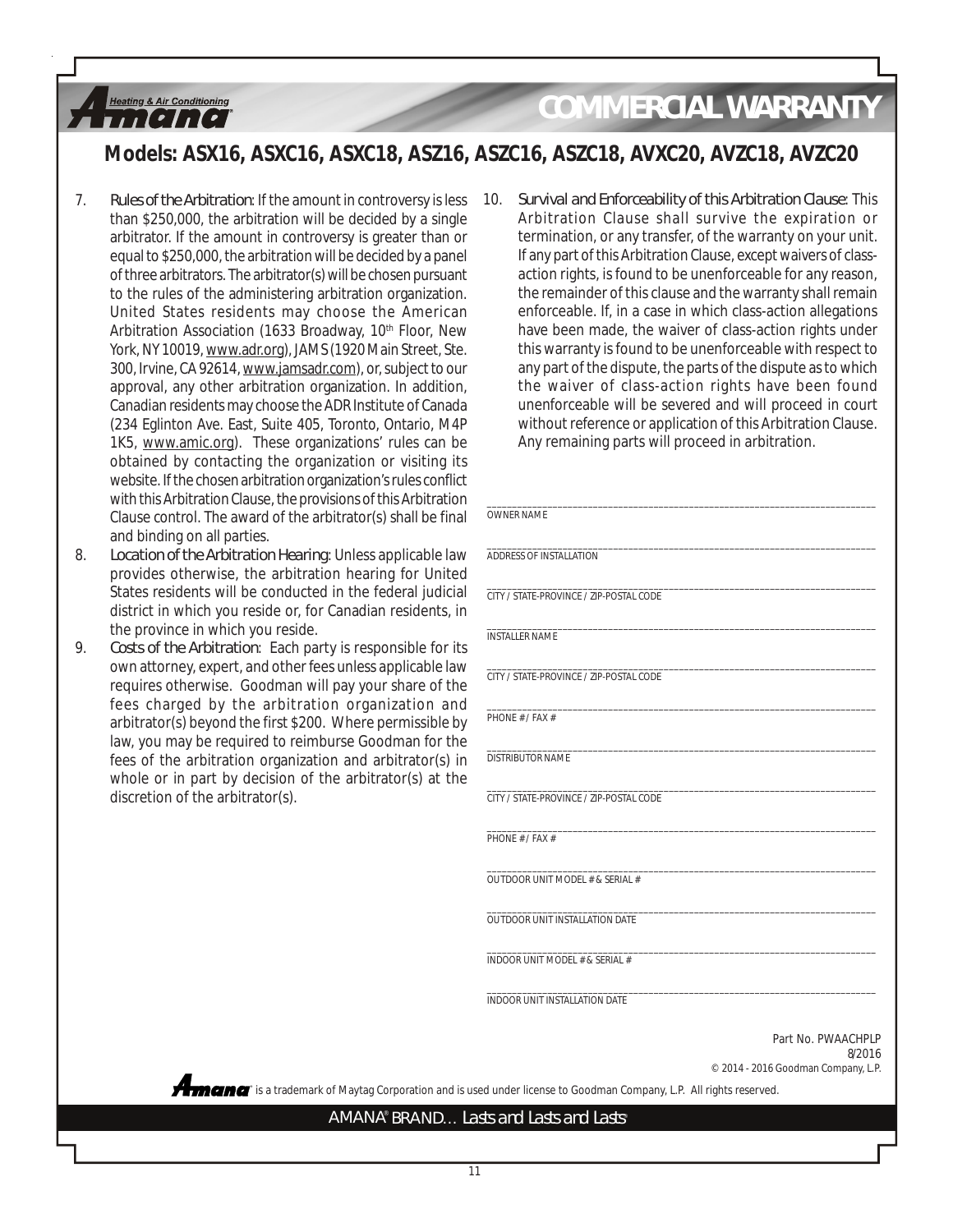# COMMERCIAL WARRANTY

## Models: ASX16, ASXC16, ASXC18, ASZ16, ASZC16, ASZC18, AVXC20, AVZC18, AVZC20

7. *Rules of the Arbitration*: If the amount in controversy is less than $250,000, the arbitration will be decided by a single arbitrator. If the amount in controversy is greater than or equal to $250,000, the arbitration will be decided by a panel of three arbitrators. The arbitrator(s) will be chosen pursuant to the rules of the administering arbitration organization. United States residents may choose the American Arbitration Association (1633 Broadway, 10th Floor, New York, NY 10019, www.adr.org), JAMS (1920 Main Street, Ste. 300, Irvine, CA 92614, www.jamsadr.com), or, subject to our approval, any other arbitration organization. In addition, Canadian residents may choose the ADR Institute of Canada (234 Eglinton Ave. East, Suite 405, Toronto, Ontario, M4P 1K5, www.amic.org). These organizations' rules can be obtained by contacting the organization or visiting its website. If the chosen arbitration organization's rules conflict with this Arbitration Clause, the provisions of this Arbitration Clause control. The award of the arbitrator(s) shall be final and binding on all parties.
8. *Location of the Arbitration Hearing*: Unless applicable law provides otherwise, the arbitration hearing for United States residents will be conducted in the federal judicial district in which you reside or, for Canadian residents, in the province in which you reside.
9. *Costs of the Arbitration*: Each party is responsible for its own attorney, expert, and other fees unless applicable law requires otherwise. Goodman will pay your share of the fees charged by the arbitration organization and arbitrator(s) beyond the first $200. Where permissible by law, you may be required to reimburse Goodman for the fees of the arbitration organization and arbitrator(s) in whole or in part by decision of the arbitrator(s) at the discretion of the arbitrator(s).
10. *Survival and Enforceability of this Arbitration Clause*: This Arbitration Clause shall survive the expiration or termination, or any transfer, of the warranty on your unit. If any part of this Arbitration Clause, except waivers of class-action rights, is found to be unenforceable for any reason, the remainder of this clause and the warranty shall remain enforceable. If, in a case in which class-action allegations have been made, the waiver of class-action rights under this warranty is found to be unenforceable with respect to any part of the dispute, the parts of the dispute as to which the waiver of class-action rights have been found unenforceable will be severed and will proceed in court without reference or application of this Arbitration Clause. Any remaining parts will proceed in arbitration.

\_\_\_\_\_\_\_\_\_\_\_\_\_\_\_\_\_\_\_\_\_\_\_\_\_\_\_\_\_\_\_\_\_\_\_\_\_\_\_\_
OWNER NAME

\_\_\_\_\_\_\_\_\_\_\_\_\_\_\_\_\_\_\_\_\_\_\_\_\_\_\_\_\_\_\_\_\_\_\_\_\_\_\_\_
ADDRESS OF INSTALLATION

\_\_\_\_\_\_\_\_\_\_\_\_\_\_\_\_\_\_\_\_\_\_\_\_\_\_\_\_\_\_\_\_\_\_\_\_\_\_\_\_
CITY / STATE-PROVINCE / ZIP-POSTAL CODE

\_\_\_\_\_\_\_\_\_\_\_\_\_\_\_\_\_\_\_\_\_\_\_\_\_\_\_\_\_\_\_\_\_\_\_\_\_\_\_\_
INSTALLER NAME

\_\_\_\_\_\_\_\_\_\_\_\_\_\_\_\_\_\_\_\_\_\_\_\_\_\_\_\_\_\_\_\_\_\_\_\_\_\_\_\_
CITY / STATE-PROVINCE / ZIP-POSTAL CODE

\_\_\_\_\_\_\_\_\_\_\_\_\_\_\_\_\_\_\_\_\_\_\_\_\_\_\_\_\_\_\_\_\_\_\_\_\_\_\_\_
PHONE # / FAX #

\_\_\_\_\_\_\_\_\_\_\_\_\_\_\_\_\_\_\_\_\_\_\_\_\_\_\_\_\_\_\_\_\_\_\_\_\_\_\_\_
DISTRIBUTOR NAME

\_\_\_\_\_\_\_\_\_\_\_\_\_\_\_\_\_\_\_\_\_\_\_\_\_\_\_\_\_\_\_\_\_\_\_\_\_\_\_\_
CITY / STATE-PROVINCE / ZIP-POSTAL CODE

\_\_\_\_\_\_\_\_\_\_\_\_\_\_\_\_\_\_\_\_\_\_\_\_\_\_\_\_\_\_\_\_\_\_\_\_\_\_\_\_
PHONE # / FAX #

\_\_\_\_\_\_\_\_\_\_\_\_\_\_\_\_\_\_\_\_\_\_\_\_\_\_\_\_\_\_\_\_\_\_\_\_\_\_\_\_
OUTDOOR UNIT MODEL # & SERIAL #

\_\_\_\_\_\_\_\_\_\_\_\_\_\_\_\_\_\_\_\_\_\_\_\_\_\_\_\_\_\_\_\_\_\_\_\_\_\_\_\_
OUTDOOR UNIT INSTALLATION DATE

\_\_\_\_\_\_\_\_\_\_\_\_\_\_\_\_\_\_\_\_\_\_\_\_\_\_\_\_\_\_\_\_\_\_\_\_\_\_\_\_
INDOOR UNIT MODEL # & SERIAL #

\_\_\_\_\_\_\_\_\_\_\_\_\_\_\_\_\_\_\_\_\_\_\_\_\_\_\_\_\_\_\_\_\_\_\_\_\_\_\_\_
INDOOR UNIT INSTALLATION DATE

Part No. PWAACHPLP
8/2016
© 2014 - 2016 Goodman Company, L.P.

Amana® is a trademark of Maytag Corporation and is used under license to Goodman Company, L.P. All rights reserved.

AMANA® BRAND… Lasts and Lasts and Lasts®